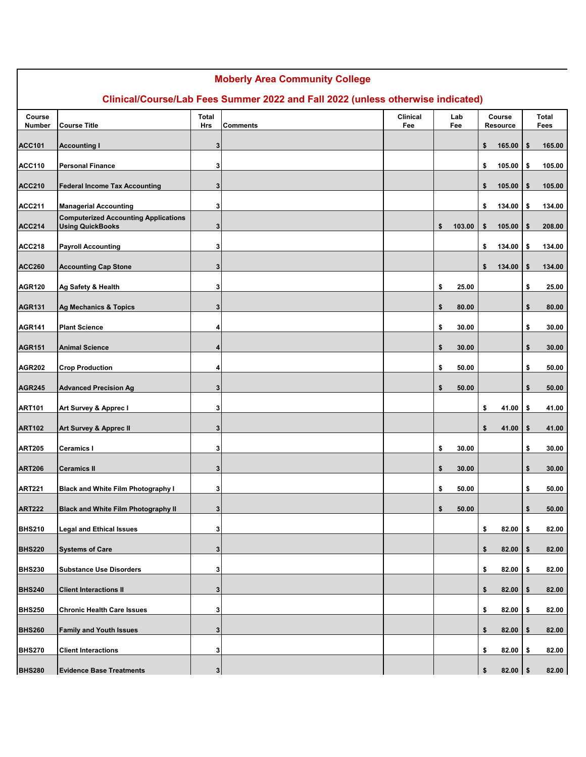# Moberly Area Community College

## Clinical/Course/Lab Fees Summer 2022 and Fall 2022 (unless otherwise indicated)

| Course Number | Course Title | Total Hrs | Comments | Clinical Fee | Lab Fee | Course Resource | Total Fees |
|---|---|---|---|---|---|---|---|
| ACC101 | Accounting I | 3 | | | | $ 165.00 | $ 165.00 |
| ACC110 | Personal Finance | 3 | | | | $ 105.00 | $ 105.00 |
| ACC210 | Federal Income Tax Accounting | 3 | | | | $ 105.00 | $ 105.00 |
| ACC211 | Managerial Accounting | 3 | | | | $ 134.00 | $ 134.00 |
| ACC214 | Computerized Accounting Applications Using QuickBooks | 3 | | | $ 103.00 | $ 105.00 | $ 208.00 |
| ACC218 | Payroll Accounting | 3 | | | | $ 134.00 | $ 134.00 |
| ACC260 | Accounting Cap Stone | 3 | | | | $ 134.00 | $ 134.00 |
| AGR120 | Ag Safety & Health | 3 | | | $ 25.00 | | $ 25.00 |
| AGR131 | Ag Mechanics & Topics | 3 | | | $ 80.00 | | $ 80.00 |
| AGR141 | Plant Science | 4 | | | $ 30.00 | | $ 30.00 |
| AGR151 | Animal Science | 4 | | | $ 30.00 | | $ 30.00 |
| AGR202 | Crop Production | 4 | | | $ 50.00 | | $ 50.00 |
| AGR245 | Advanced Precision Ag | 3 | | | $ 50.00 | | $ 50.00 |
| ART101 | Art Survey & Apprec I | 3 | | | | $ 41.00 | $ 41.00 |
| ART102 | Art Survey & Apprec II | 3 | | | | $ 41.00 | $ 41.00 |
| ART205 | Ceramics I | 3 | | | $ 30.00 | | $ 30.00 |
| ART206 | Ceramics II | 3 | | | $ 30.00 | | $ 30.00 |
| ART221 | Black and White Film Photography I | 3 | | | $ 50.00 | | $ 50.00 |
| ART222 | Black and White Film Photography II | 3 | | | $ 50.00 | | $ 50.00 |
| BHS210 | Legal and Ethical Issues | 3 | | | | $ 82.00 | $ 82.00 |
| BHS220 | Systems of Care | 3 | | | | $ 82.00 | $ 82.00 |
| BHS230 | Substance Use Disorders | 3 | | | | $ 82.00 | $ 82.00 |
| BHS240 | Client Interactions II | 3 | | | | $ 82.00 | $ 82.00 |
| BHS250 | Chronic Health Care Issues | 3 | | | | $ 82.00 | $ 82.00 |
| BHS260 | Family and Youth Issues | 3 | | | | $ 82.00 | $ 82.00 |
| BHS270 | Client Interactions | 3 | | | | $ 82.00 | $ 82.00 |
| BHS280 | Evidence Base Treatments | 3 | | | | $ 82.00 | $ 82.00 |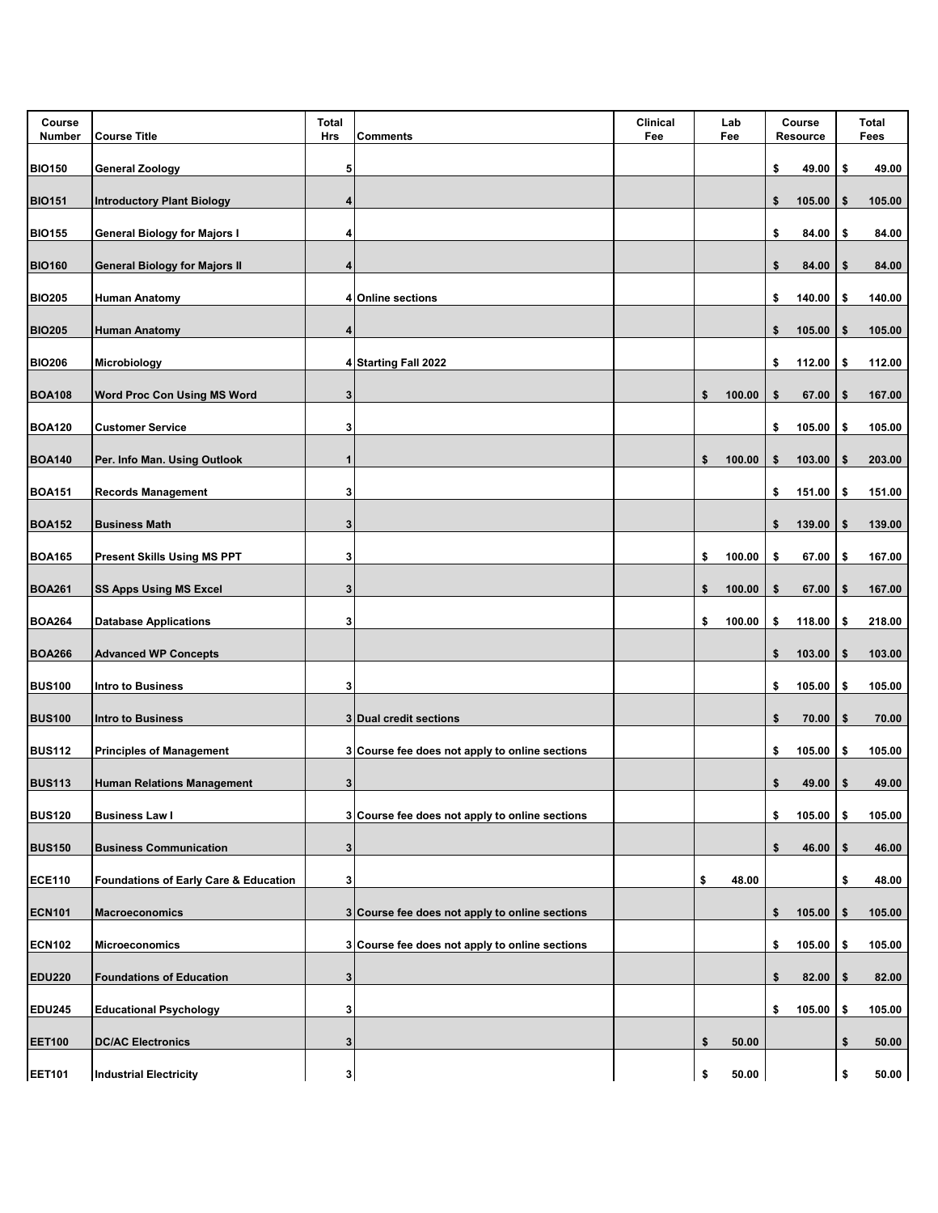| Course Number | Course Title | Total Hrs | Comments | Clinical Fee | Lab Fee | Course Resource | Total Fees |
|---|---|---|---|---|---|---|---|
| BIO150 | General Zoology | 5 | | | | $ 49.00 | $ 49.00 |
| BIO151 | Introductory Plant Biology | 4 | | | | $ 105.00 | $ 105.00 |
| BIO155 | General Biology for Majors I | 4 | | | | $ 84.00 | $ 84.00 |
| BIO160 | General Biology for Majors II | 4 | | | | $ 84.00 | $ 84.00 |
| BIO205 | Human Anatomy | 4 | Online sections | | | $ 140.00 | $ 140.00 |
| BIO205 | Human Anatomy | 4 | | | | $ 105.00 | $ 105.00 |
| BIO206 | Microbiology | 4 | Starting Fall 2022 | | | $ 112.00 | $ 112.00 |
| BOA108 | Word Proc Con Using MS Word | 3 | | | $ 100.00 | $ 67.00 | $ 167.00 |
| BOA120 | Customer Service | 3 | | | | $ 105.00 | $ 105.00 |
| BOA140 | Per. Info Man. Using Outlook | 1 | | | $ 100.00 | $ 103.00 | $ 203.00 |
| BOA151 | Records Management | 3 | | | | $ 151.00 | $ 151.00 |
| BOA152 | Business Math | 3 | | | | $ 139.00 | $ 139.00 |
| BOA165 | Present Skills Using MS PPT | 3 | | | $ 100.00 | $ 67.00 | $ 167.00 |
| BOA261 | SS Apps Using MS Excel | 3 | | | $ 100.00 | $ 67.00 | $ 167.00 |
| BOA264 | Database Applications | 3 | | | $ 100.00 | $ 118.00 | $ 218.00 |
| BOA266 | Advanced WP Concepts | | | | | $ 103.00 | $ 103.00 |
| BUS100 | Intro to Business | 3 | | | | $ 105.00 | $ 105.00 |
| BUS100 | Intro to Business | 3 | Dual credit sections | | | $ 70.00 | $ 70.00 |
| BUS112 | Principles of Management | 3 | Course fee does not apply to online sections | | | $ 105.00 | $ 105.00 |
| BUS113 | Human Relations Management | 3 | | | | $ 49.00 | $ 49.00 |
| BUS120 | Business Law I | 3 | Course fee does not apply to online sections | | | $ 105.00 | $ 105.00 |
| BUS150 | Business Communication | 3 | | | | $ 46.00 | $ 46.00 |
| ECE110 | Foundations of Early Care & Education | 3 | | | $ 48.00 | | $ 48.00 |
| ECN101 | Macroeconomics | 3 | Course fee does not apply to online sections | | | $ 105.00 | $ 105.00 |
| ECN102 | Microeconomics | 3 | Course fee does not apply to online sections | | | $ 105.00 | $ 105.00 |
| EDU220 | Foundations of Education | 3 | | | | $ 82.00 | $ 82.00 |
| EDU245 | Educational Psychology | 3 | | | | $ 105.00 | $ 105.00 |
| EET100 | DC/AC Electronics | 3 | | | $ 50.00 | | $ 50.00 |
| EET101 | Industrial Electricity | 3 | | | $ 50.00 | | $ 50.00 |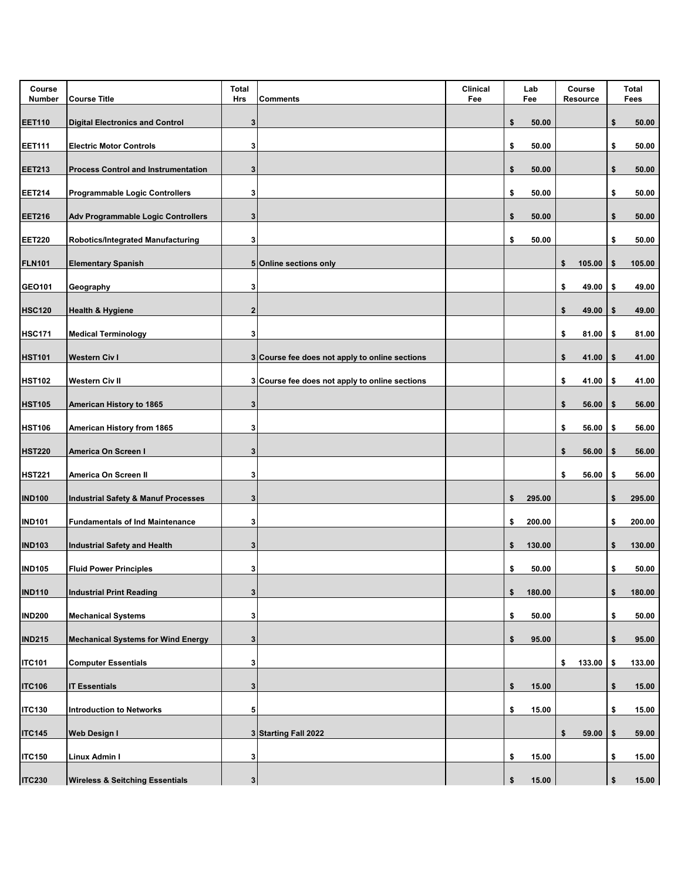| Course Number | Course Title | Total Hrs | Comments | Clinical Fee | Lab Fee | Course Resource | Total Fees |
|---|---|---|---|---|---|---|---|
| EET110 | Digital Electronics and Control | 3 | | | $ 50.00 | | $ 50.00 |
| EET111 | Electric Motor Controls | 3 | | | $ 50.00 | | $ 50.00 |
| EET213 | Process Control and Instrumentation | 3 | | | $ 50.00 | | $ 50.00 |
| EET214 | Programmable Logic Controllers | 3 | | | $ 50.00 | | $ 50.00 |
| EET216 | Adv Programmable Logic Controllers | 3 | | | $ 50.00 | | $ 50.00 |
| EET220 | Robotics/Integrated Manufacturing | 3 | | | $ 50.00 | | $ 50.00 |
| FLN101 | Elementary Spanish | 5 | Online sections only | | | $ 105.00 | $ 105.00 |
| GEO101 | Geography | 3 | | | | $ 49.00 | $ 49.00 |
| HSC120 | Health & Hygiene | 2 | | | | $ 49.00 | $ 49.00 |
| HSC171 | Medical Terminology | 3 | | | | $ 81.00 | $ 81.00 |
| HST101 | Western Civ I | 3 | Course fee does not apply to online sections | | | $ 41.00 | $ 41.00 |
| HST102 | Western Civ II | 3 | Course fee does not apply to online sections | | | $ 41.00 | $ 41.00 |
| HST105 | American History to 1865 | 3 | | | | $ 56.00 | $ 56.00 |
| HST106 | American History from 1865 | 3 | | | | $ 56.00 | $ 56.00 |
| HST220 | America On Screen I | 3 | | | | $ 56.00 | $ 56.00 |
| HST221 | America On Screen II | 3 | | | | $ 56.00 | $ 56.00 |
| IND100 | Industrial Safety & Manuf Processes | 3 | | | $ 295.00 | | $ 295.00 |
| IND101 | Fundamentals of Ind Maintenance | 3 | | | $ 200.00 | | $ 200.00 |
| IND103 | Industrial Safety and Health | 3 | | | $ 130.00 | | $ 130.00 |
| IND105 | Fluid Power Principles | 3 | | | $ 50.00 | | $ 50.00 |
| IND110 | Industrial Print Reading | 3 | | | $ 180.00 | | $ 180.00 |
| IND200 | Mechanical Systems | 3 | | | $ 50.00 | | $ 50.00 |
| IND215 | Mechanical Systems for Wind Energy | 3 | | | $ 95.00 | | $ 95.00 |
| ITC101 | Computer Essentials | 3 | | | | $ 133.00 | $ 133.00 |
| ITC106 | IT Essentials | 3 | | | $ 15.00 | | $ 15.00 |
| ITC130 | Introduction to Networks | 5 | | | $ 15.00 | | $ 15.00 |
| ITC145 | Web Design I | 3 | Starting Fall 2022 | | | $ 59.00 | $ 59.00 |
| ITC150 | Linux Admin I | 3 | | | $ 15.00 | | $ 15.00 |
| ITC230 | Wireless & Seitching Essentials | 3 | | | $ 15.00 | | $ 15.00 |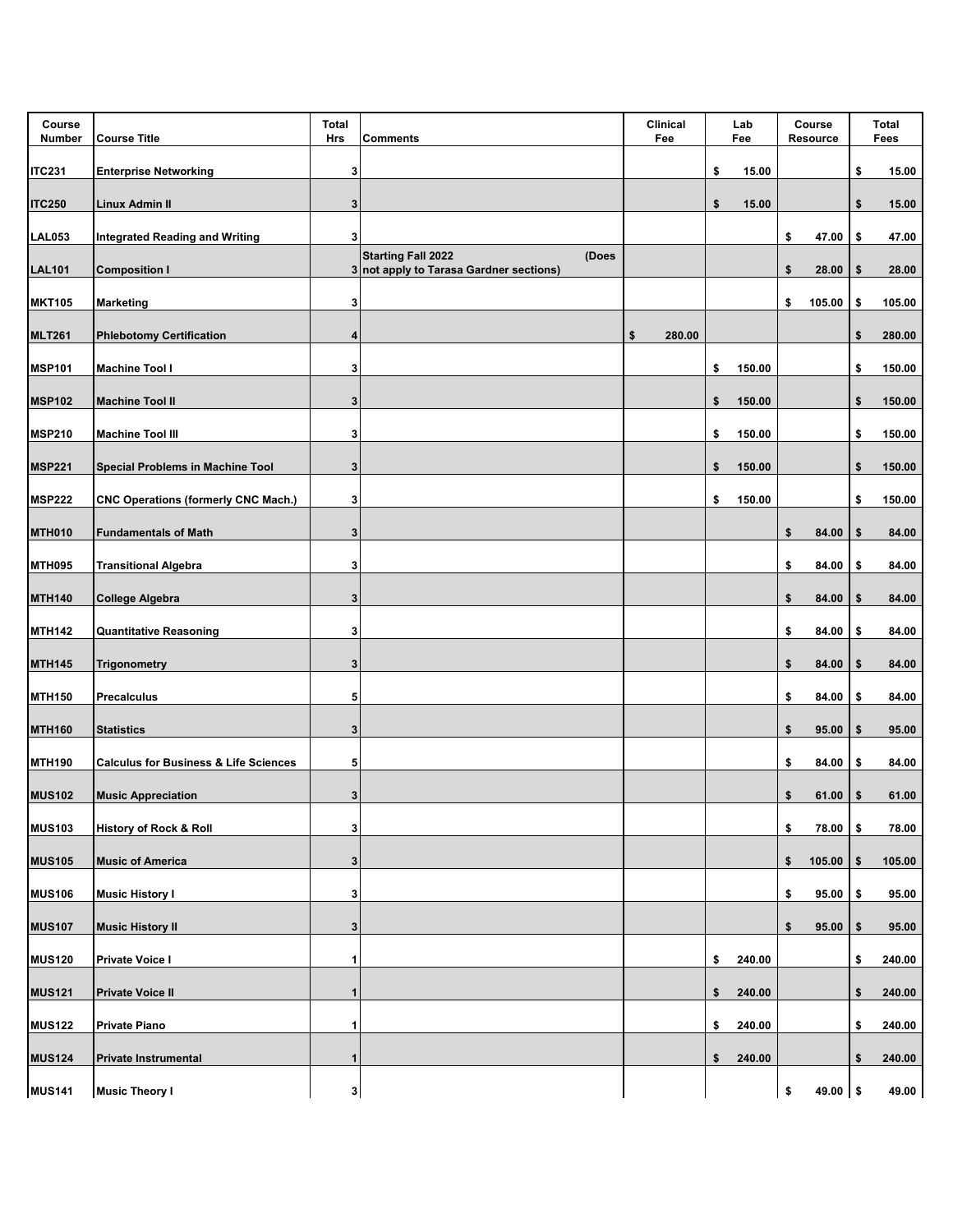| Course Number | Course Title | Total Hrs | Comments | Clinical Fee | Lab Fee | Course Resource | Total Fees |
|---|---|---|---|---|---|---|---|
| ITC231 | Enterprise Networking | 3 | | | $ 15.00 | | $ 15.00 |
| ITC250 | Linux Admin II | 3 | | | $ 15.00 | | $ 15.00 |
| LAL053 | Integrated Reading and Writing | 3 | | | | $ 47.00 | $ 47.00 |
| LAL101 | Composition I | 3 | Starting Fall 2022 (Does not apply to Tarasa Gardner sections) | | | $ 28.00 | $ 28.00 |
| MKT105 | Marketing | 3 | | | | $ 105.00 | $ 105.00 |
| MLT261 | Phlebotomy Certification | 4 | | $ 280.00 | | | $ 280.00 |
| MSP101 | Machine Tool I | 3 | | | $ 150.00 | | $ 150.00 |
| MSP102 | Machine Tool II | 3 | | | $ 150.00 | | $ 150.00 |
| MSP210 | Machine Tool III | 3 | | | $ 150.00 | | $ 150.00 |
| MSP221 | Special Problems in Machine Tool | 3 | | | $ 150.00 | | $ 150.00 |
| MSP222 | CNC Operations (formerly CNC Mach.) | 3 | | | $ 150.00 | | $ 150.00 |
| MTH010 | Fundamentals of Math | 3 | | | | $ 84.00 | $ 84.00 |
| MTH095 | Transitional Algebra | 3 | | | | $ 84.00 | $ 84.00 |
| MTH140 | College Algebra | 3 | | | | $ 84.00 | $ 84.00 |
| MTH142 | Quantitative Reasoning | 3 | | | | $ 84.00 | $ 84.00 |
| MTH145 | Trigonometry | 3 | | | | $ 84.00 | $ 84.00 |
| MTH150 | Precalculus | 5 | | | | $ 84.00 | $ 84.00 |
| MTH160 | Statistics | 3 | | | | $ 95.00 | $ 95.00 |
| MTH190 | Calculus for Business & Life Sciences | 5 | | | | $ 84.00 | $ 84.00 |
| MUS102 | Music Appreciation | 3 | | | | $ 61.00 | $ 61.00 |
| MUS103 | History of Rock & Roll | 3 | | | | $ 78.00 | $ 78.00 |
| MUS105 | Music of America | 3 | | | | $ 105.00 | $ 105.00 |
| MUS106 | Music History I | 3 | | | | $ 95.00 | $ 95.00 |
| MUS107 | Music History II | 3 | | | | $ 95.00 | $ 95.00 |
| MUS120 | Private Voice I | 1 | | | $ 240.00 | | $ 240.00 |
| MUS121 | Private Voice II | 1 | | | $ 240.00 | | $ 240.00 |
| MUS122 | Private Piano | 1 | | | $ 240.00 | | $ 240.00 |
| MUS124 | Private Instrumental | 1 | | | $ 240.00 | | $ 240.00 |
| MUS141 | Music Theory I | 3 | | | | $ 49.00 | $ 49.00 |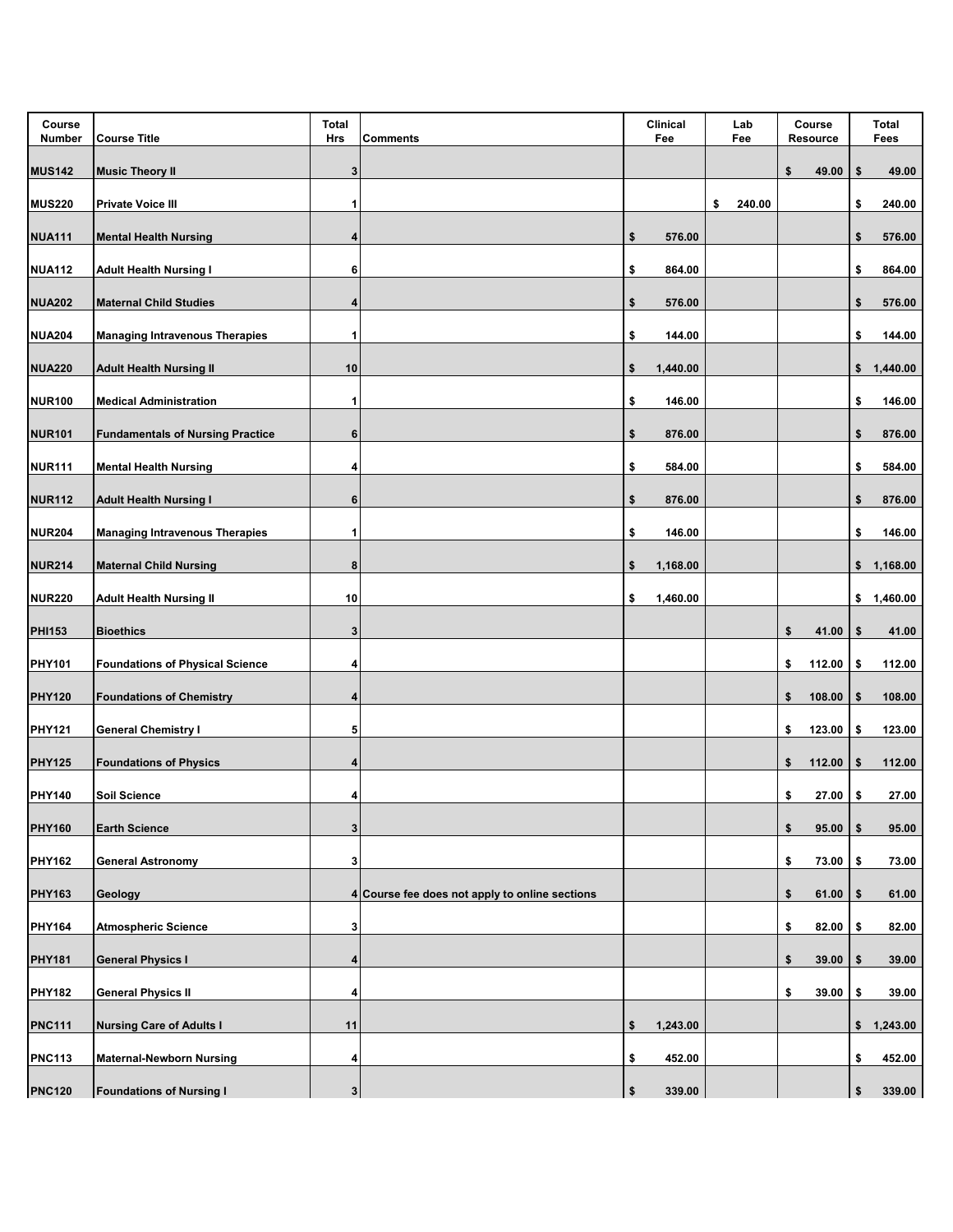| Course Number | Course Title | Total Hrs | Comments | Clinical Fee | Lab Fee | Course Resource | Total Fees |
|---|---|---|---|---|---|---|---|
| MUS142 | Music Theory II | 3 | | | | $ 49.00 | $ 49.00 |
| MUS220 | Private Voice III | 1 | | | $ 240.00 | | $ 240.00 |
| NUA111 | Mental Health Nursing | 4 | | $ 576.00 | | | $ 576.00 |
| NUA112 | Adult Health Nursing I | 6 | | $ 864.00 | | | $ 864.00 |
| NUA202 | Maternal Child Studies | 4 | | $ 576.00 | | | $ 576.00 |
| NUA204 | Managing Intravenous Therapies | 1 | | $ 144.00 | | | $ 144.00 |
| NUA220 | Adult Health Nursing II | 10 | | $ 1,440.00 | | | $ 1,440.00 |
| NUR100 | Medical Administration | 1 | | $ 146.00 | | | $ 146.00 |
| NUR101 | Fundamentals of Nursing Practice | 6 | | $ 876.00 | | | $ 876.00 |
| NUR111 | Mental Health Nursing | 4 | | $ 584.00 | | | $ 584.00 |
| NUR112 | Adult Health Nursing I | 6 | | $ 876.00 | | | $ 876.00 |
| NUR204 | Managing Intravenous Therapies | 1 | | $ 146.00 | | | $ 146.00 |
| NUR214 | Maternal Child Nursing | 8 | | $ 1,168.00 | | | $ 1,168.00 |
| NUR220 | Adult Health Nursing II | 10 | | $ 1,460.00 | | | $ 1,460.00 |
| PHI153 | Bioethics | 3 | | | | $ 41.00 | $ 41.00 |
| PHY101 | Foundations of Physical Science | 4 | | | | $ 112.00 | $ 112.00 |
| PHY120 | Foundations of Chemistry | 4 | | | | $ 108.00 | $ 108.00 |
| PHY121 | General Chemistry I | 5 | | | | $ 123.00 | $ 123.00 |
| PHY125 | Foundations of Physics | 4 | | | | $ 112.00 | $ 112.00 |
| PHY140 | Soil Science | 4 | | | | $ 27.00 | $ 27.00 |
| PHY160 | Earth Science | 3 | | | | $ 95.00 | $ 95.00 |
| PHY162 | General Astronomy | 3 | | | | $ 73.00 | $ 73.00 |
| PHY163 | Geology | 4 | Course fee does not apply to online sections | | | $ 61.00 | $ 61.00 |
| PHY164 | Atmospheric Science | 3 | | | | $ 82.00 | $ 82.00 |
| PHY181 | General Physics I | 4 | | | | $ 39.00 | $ 39.00 |
| PHY182 | General Physics II | 4 | | | | $ 39.00 | $ 39.00 |
| PNC111 | Nursing Care of Adults I | 11 | | $ 1,243.00 | | | $ 1,243.00 |
| PNC113 | Maternal-Newborn Nursing | 4 | | $ 452.00 | | | $ 452.00 |
| PNC120 | Foundations of Nursing I | 3 | | $ 339.00 | | | $ 339.00 |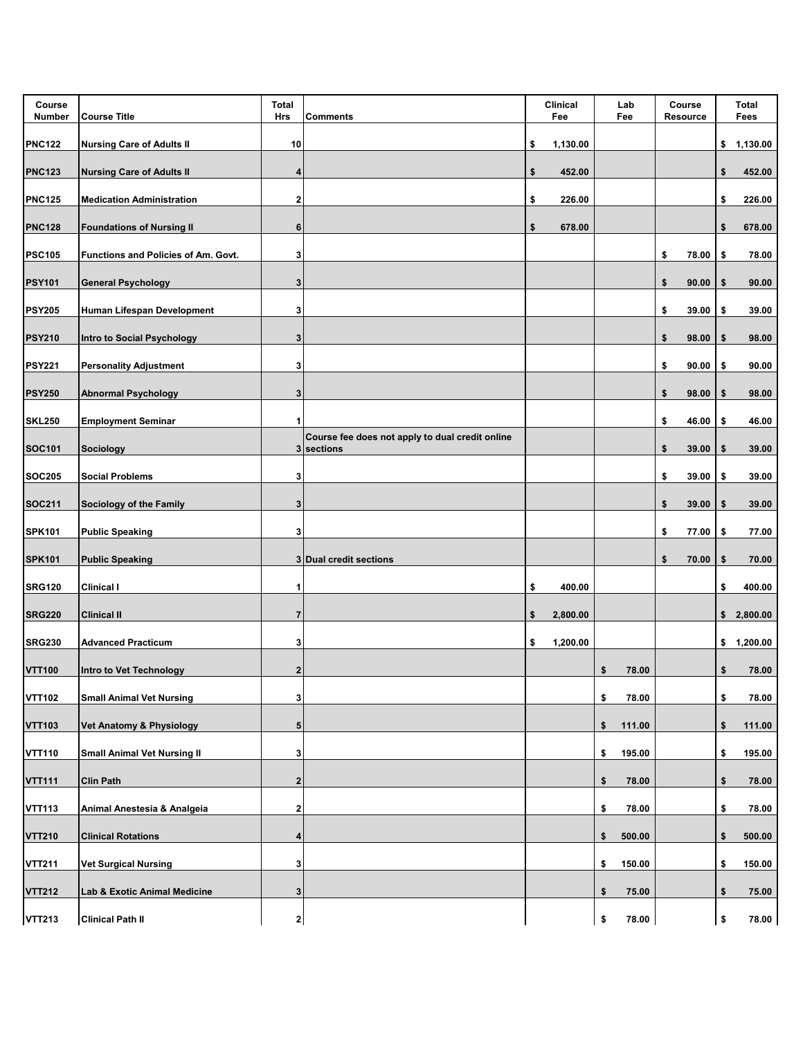| Course Number | Course Title | Total Hrs | Comments | Clinical Fee | Lab Fee | Course Resource | Total Fees |
|---|---|---|---|---|---|---|---|
| PNC122 | Nursing Care of Adults II | 10 | | $ 1,130.00 | | | $ 1,130.00 |
| PNC123 | Nursing Care of Adults II | 4 | | $ 452.00 | | | $ 452.00 |
| PNC125 | Medication Administration | 2 | | $ 226.00 | | | $ 226.00 |
| PNC128 | Foundations of Nursing II | 6 | | $ 678.00 | | | $ 678.00 |
| PSC105 | Functions and Policies of Am. Govt. | 3 | | | | $ 78.00 | $ 78.00 |
| PSY101 | General Psychology | 3 | | | | $ 90.00 | $ 90.00 |
| PSY205 | Human Lifespan Development | 3 | | | | $ 39.00 | $ 39.00 |
| PSY210 | Intro to Social Psychology | 3 | | | | $ 98.00 | $ 98.00 |
| PSY221 | Personality Adjustment | 3 | | | | $ 90.00 | $ 90.00 |
| PSY250 | Abnormal Psychology | 3 | | | | $ 98.00 | $ 98.00 |
| SKL250 | Employment Seminar | 1 | | | | $ 46.00 | $ 46.00 |
| SOC101 | Sociology | 3 | Course fee does not apply to dual credit online sections | | | $ 39.00 | $ 39.00 |
| SOC205 | Social Problems | 3 | | | | $ 39.00 | $ 39.00 |
| SOC211 | Sociology of the Family | 3 | | | | $ 39.00 | $ 39.00 |
| SPK101 | Public Speaking | 3 | | | | $ 77.00 | $ 77.00 |
| SPK101 | Public Speaking | 3 | Dual credit sections | | | $ 70.00 | $ 70.00 |
| SRG120 | Clinical I | 1 | | $ 400.00 | | | $ 400.00 |
| SRG220 | Clinical II | 7 | | $ 2,800.00 | | | $ 2,800.00 |
| SRG230 | Advanced Practicum | 3 | | $ 1,200.00 | | | $ 1,200.00 |
| VTT100 | Intro to Vet Technology | 2 | | | $ 78.00 | | $ 78.00 |
| VTT102 | Small Animal Vet Nursing | 3 | | | $ 78.00 | | $ 78.00 |
| VTT103 | Vet Anatomy & Physiology | 5 | | | $ 111.00 | | $ 111.00 |
| VTT110 | Small Animal Vet Nursing II | 3 | | | $ 195.00 | | $ 195.00 |
| VTT111 | Clin Path | 2 | | | $ 78.00 | | $ 78.00 |
| VTT113 | Animal Anestesia & Analgeia | 2 | | | $ 78.00 | | $ 78.00 |
| VTT210 | Clinical Rotations | 4 | | | $ 500.00 | | $ 500.00 |
| VTT211 | Vet Surgical Nursing | 3 | | | $ 150.00 | | $ 150.00 |
| VTT212 | Lab & Exotic Animal Medicine | 3 | | | $ 75.00 | | $ 75.00 |
| VTT213 | Clinical Path II | 2 | | | $ 78.00 | | $ 78.00 |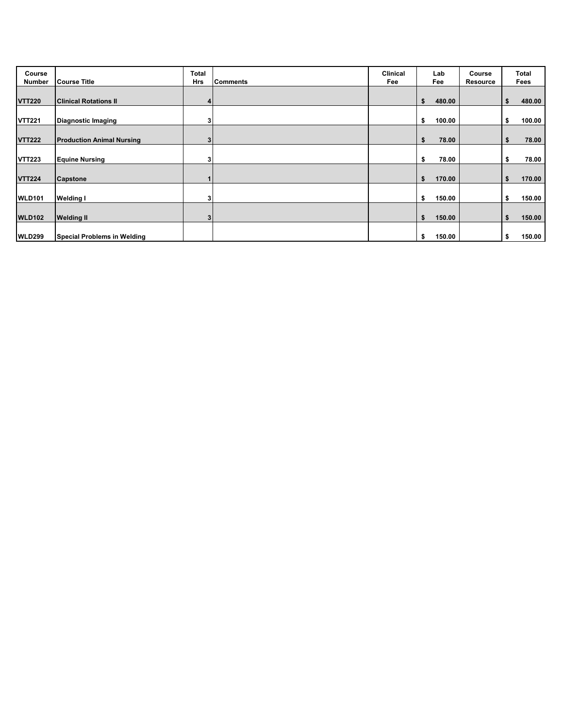| Course Number | Course Title | Total Hrs | Comments | Clinical Fee | Lab Fee | Course Resource | Total Fees |
|---|---|---|---|---|---|---|---|
| VTT220 | Clinical Rotations II | 4 | | | $ 480.00 | | $ 480.00 |
| VTT221 | Diagnostic Imaging | 3 | | | $ 100.00 | | $ 100.00 |
| VTT222 | Production Animal Nursing | 3 | | | $ 78.00 | | $ 78.00 |
| VTT223 | Equine Nursing | 3 | | | $ 78.00 | | $ 78.00 |
| VTT224 | Capstone | 1 | | | $ 170.00 | | $ 170.00 |
| WLD101 | Welding I | 3 | | | $ 150.00 | | $ 150.00 |
| WLD102 | Welding II | 3 | | | $ 150.00 | | $ 150.00 |
| WLD299 | Special Problems in Welding | | | | $ 150.00 | | $ 150.00 |